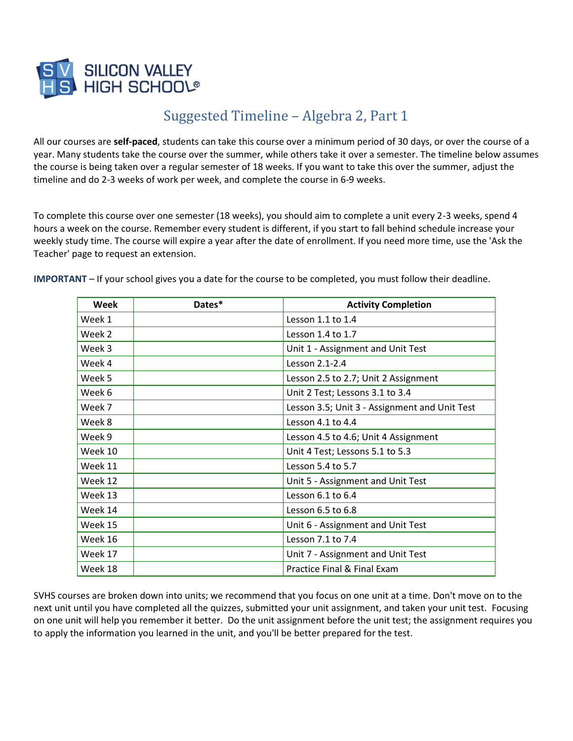SILICON VALLEY HIGH SCHOOL®

# Suggested Timeline – Algebra 2, Part 1

All our courses are **self-paced**, students can take this course over a minimum period of 30 days, or over the course of a year. Many students take the course over the summer, while others take it over a semester. The timeline below assumes the course is being taken over a regular semester of 18 weeks. If you want to take this over the summer, adjust the timeline and do 2-3 weeks of work per week, and complete the course in 6-9 weeks.

To complete this course over one semester (18 weeks), you should aim to complete a unit every 2-3 weeks, spend 4 hours a week on the course. Remember every student is different, if you start to fall behind schedule increase your weekly study time. The course will expire a year after the date of enrollment. If you need more time, use the 'Ask the Teacher' page to request an extension.

**IMPORTANT** – If your school gives you a date for the course to be completed, you must follow their deadline.

| Week | Dates* | Activity Completion |
|---|---|---|
| Week 1 | | Lesson 1.1 to 1.4 |
| Week 2 | | Lesson 1.4 to 1.7 |
| Week 3 | | Unit 1 - Assignment and Unit Test |
| Week 4 | | Lesson 2.1-2.4 |
| Week 5 | | Lesson 2.5 to 2.7; Unit 2 Assignment |
| Week 6 | | Unit 2 Test; Lessons 3.1 to 3.4 |
| Week 7 | | Lesson 3.5; Unit 3 - Assignment and Unit Test |
| Week 8 | | Lesson 4.1 to 4.4 |
| Week 9 | | Lesson 4.5 to 4.6; Unit 4 Assignment |
| Week 10 | | Unit 4 Test; Lessons 5.1 to 5.3 |
| Week 11 | | Lesson 5.4 to 5.7 |
| Week 12 | | Unit 5 - Assignment and Unit Test |
| Week 13 | | Lesson 6.1 to 6.4 |
| Week 14 | | Lesson 6.5 to 6.8 |
| Week 15 | | Unit 6 - Assignment and Unit Test |
| Week 16 | | Lesson 7.1 to 7.4 |
| Week 17 | | Unit 7 - Assignment and Unit Test |
| Week 18 | | Practice Final & Final Exam |

SVHS courses are broken down into units; we recommend that you focus on one unit at a time. Don't move on to the next unit until you have completed all the quizzes, submitted your unit assignment, and taken your unit test. Focusing on one unit will help you remember it better. Do the unit assignment before the unit test; the assignment requires you to apply the information you learned in the unit, and you'll be better prepared for the test.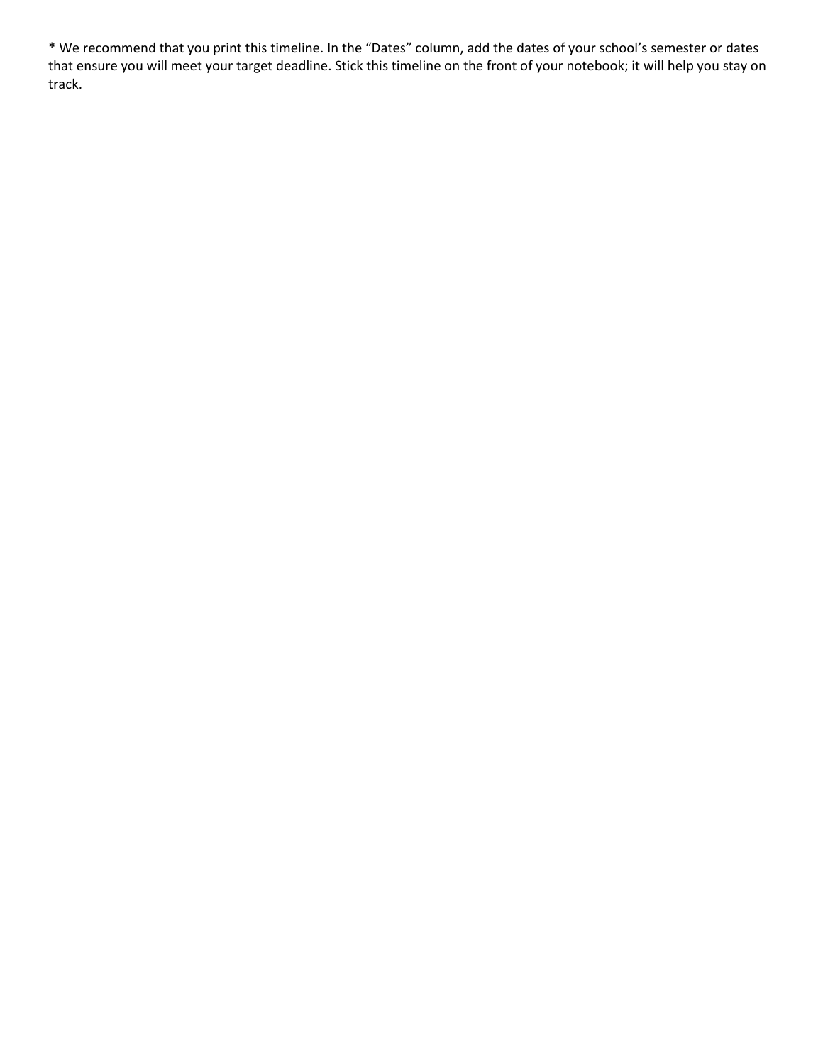* We recommend that you print this timeline. In the "Dates" column, add the dates of your school's semester or dates that ensure you will meet your target deadline. Stick this timeline on the front of your notebook; it will help you stay on track.